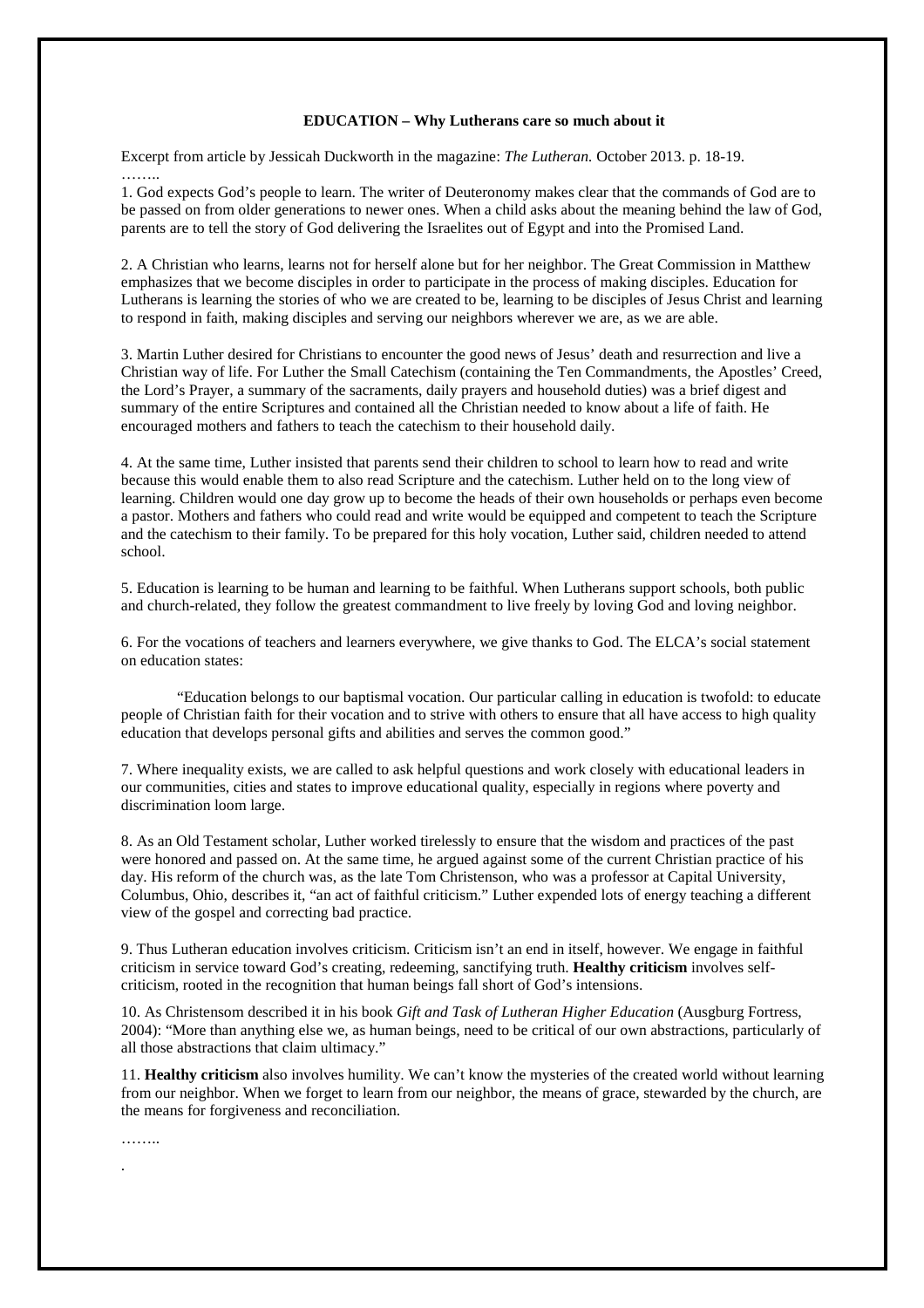**EDUCATION – Why Lutherans care so much about it**

Excerpt from article by Jessicah Duckworth in the magazine: *The Lutheran.* October 2013. p. 18-19.

……..

1. God expects God's people to learn. The writer of Deuteronomy makes clear that the commands of God are to be passed on from older generations to newer ones. When a child asks about the meaning behind the law of God, parents are to tell the story of God delivering the Israelites out of Egypt and into the Promised Land.

2. A Christian who learns, learns not for herself alone but for her neighbor. The Great Commission in Matthew emphasizes that we become disciples in order to participate in the process of making disciples. Education for Lutherans is learning the stories of who we are created to be, learning to be disciples of Jesus Christ and learning to respond in faith, making disciples and serving our neighbors wherever we are, as we are able.

3. Martin Luther desired for Christians to encounter the good news of Jesus' death and resurrection and live a Christian way of life. For Luther the Small Catechism (containing the Ten Commandments, the Apostles' Creed, the Lord's Prayer, a summary of the sacraments, daily prayers and household duties) was a brief digest and summary of the entire Scriptures and contained all the Christian needed to know about a life of faith. He encouraged mothers and fathers to teach the catechism to their household daily.

4. At the same time, Luther insisted that parents send their children to school to learn how to read and write because this would enable them to also read Scripture and the catechism. Luther held on to the long view of learning. Children would one day grow up to become the heads of their own households or perhaps even become a pastor. Mothers and fathers who could read and write would be equipped and competent to teach the Scripture and the catechism to their family. To be prepared for this holy vocation, Luther said, children needed to attend school.

5. Education is learning to be human and learning to be faithful. When Lutherans support schools, both public and church-related, they follow the greatest commandment to live freely by loving God and loving neighbor.

6. For the vocations of teachers and learners everywhere, we give thanks to God. The ELCA's social statement on education states:

"Education belongs to our baptismal vocation. Our particular calling in education is twofold: to educate people of Christian faith for their vocation and to strive with others to ensure that all have access to high quality education that develops personal gifts and abilities and serves the common good."

7. Where inequality exists, we are called to ask helpful questions and work closely with educational leaders in our communities, cities and states to improve educational quality, especially in regions where poverty and discrimination loom large.

8. As an Old Testament scholar, Luther worked tirelessly to ensure that the wisdom and practices of the past were honored and passed on. At the same time, he argued against some of the current Christian practice of his day. His reform of the church was, as the late Tom Christenson, who was a professor at Capital University, Columbus, Ohio, describes it, "an act of faithful criticism." Luther expended lots of energy teaching a different view of the gospel and correcting bad practice.

9. Thus Lutheran education involves criticism. Criticism isn't an end in itself, however. We engage in faithful criticism in service toward God's creating, redeeming, sanctifying truth. **Healthy criticism** involves self-criticism, rooted in the recognition that human beings fall short of God's intensions.

10. As Christensom described it in his book *Gift and Task of Lutheran Higher Education* (Ausgburg Fortress, 2004): "More than anything else we, as human beings, need to be critical of our own abstractions, particularly of all those abstractions that claim ultimacy."

11. **Healthy criticism** also involves humility. We can't know the mysteries of the created world without learning from our neighbor. When we forget to learn from our neighbor, the means of grace, stewarded by the church, are the means for forgiveness and reconciliation.

……..

.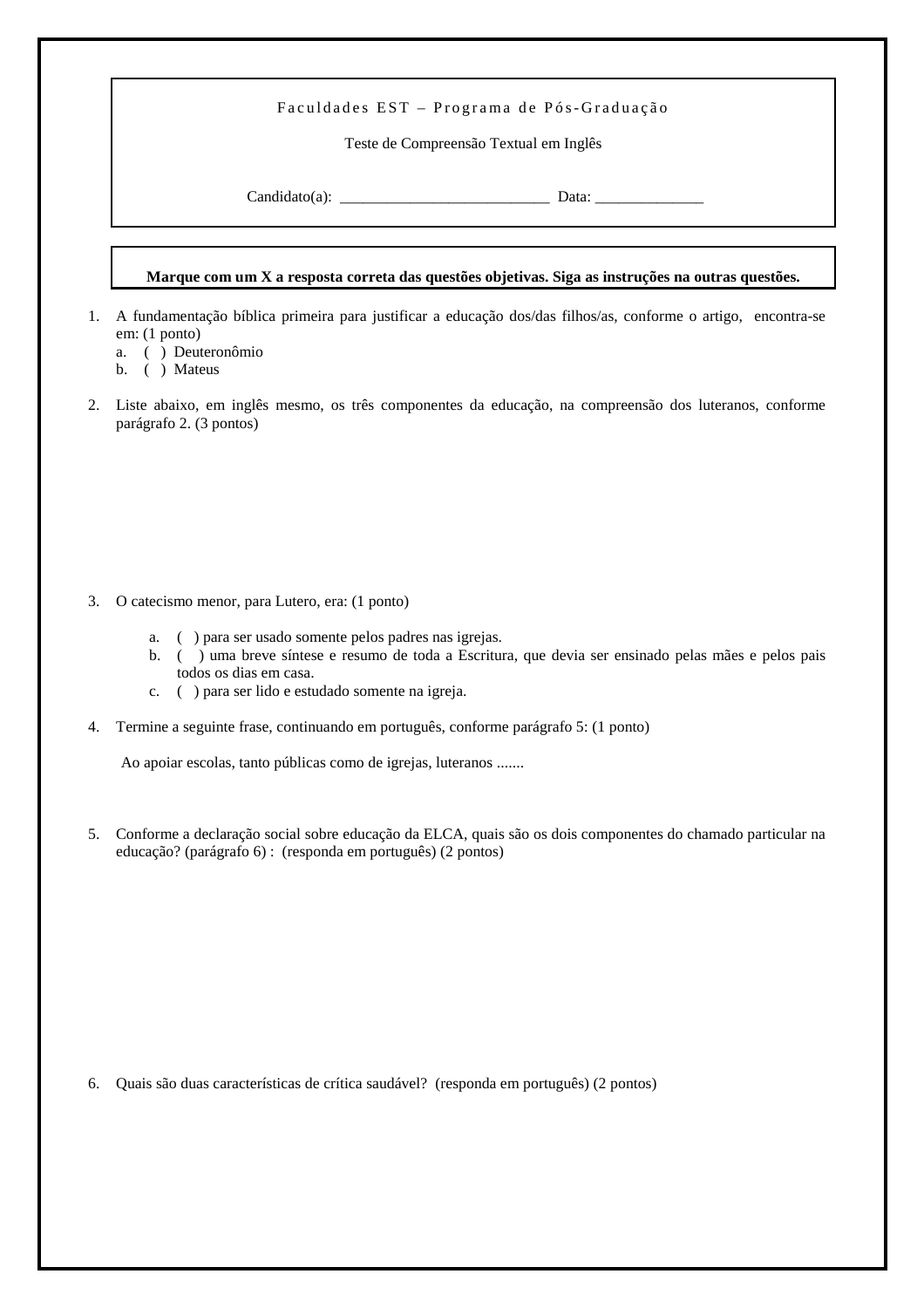Faculdades EST – Programa de Pós-Graduação

Teste de Compreensão Textual em Inglês

Candidato(a): ___________________________ Data: ______________

**Marque com um X a resposta correta das questões objetivas. Siga as instruções na outras questões.**

1. A fundamentação bíblica primeira para justificar a educação dos/das filhos/as, conforme o artigo, encontra-se em: (1 ponto)
   a. ( ) Deuteronômio
   b. ( ) Mateus

2. Liste abaixo, em inglês mesmo, os três componentes da educação, na compreensão dos luteranos, conforme parágrafo 2. (3 pontos)

3. O catecismo menor, para Lutero, era: (1 ponto)
   a. ( ) para ser usado somente pelos padres nas igrejas.
   b. ( ) uma breve síntese e resumo de toda a Escritura, que devia ser ensinado pelas mães e pelos pais todos os dias em casa.
   c. ( ) para ser lido e estudado somente na igreja.

4. Termine a seguinte frase, continuando em português, conforme parágrafo 5: (1 ponto)

   Ao apoiar escolas, tanto públicas como de igrejas, luteranos .......

5. Conforme a declaração social sobre educação da ELCA, quais são os dois componentes do chamado particular na educação? (parágrafo 6) : (responda em português) (2 pontos)

6. Quais são duas características de crítica saudável? (responda em português) (2 pontos)